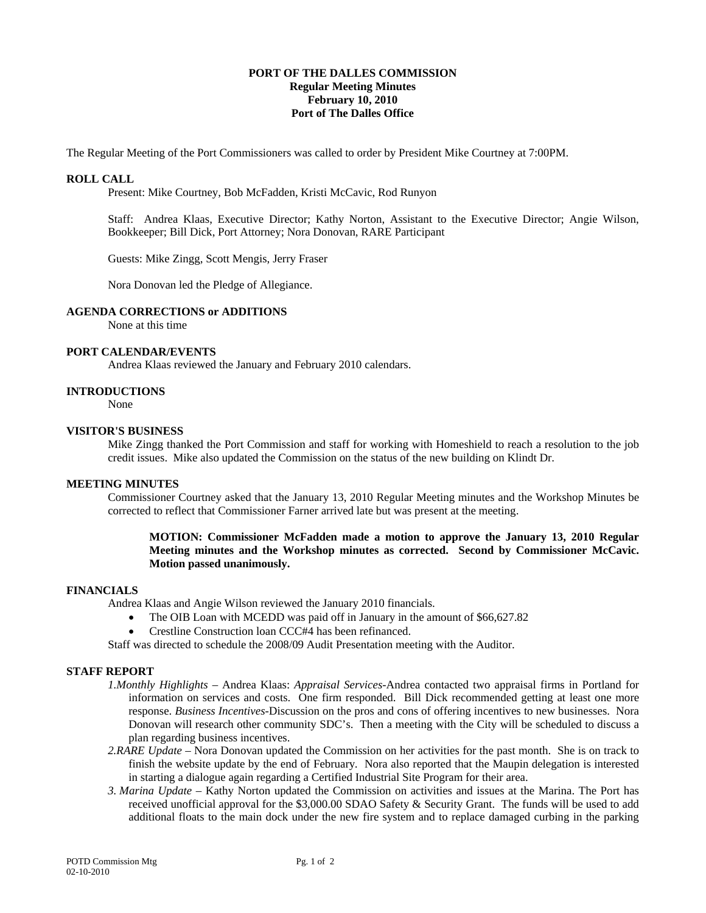**PORT OF THE DALLES COMMISSION**
**Regular Meeting Minutes**
**February 10, 2010**
**Port of The Dalles Office**

The Regular Meeting of the Port Commissioners was called to order by President Mike Courtney at 7:00PM.

**ROLL CALL**

Present: Mike Courtney, Bob McFadden, Kristi McCavic, Rod Runyon

Staff: Andrea Klaas, Executive Director; Kathy Norton, Assistant to the Executive Director; Angie Wilson, Bookkeeper; Bill Dick, Port Attorney; Nora Donovan, RARE Participant

Guests: Mike Zingg, Scott Mengis, Jerry Fraser

Nora Donovan led the Pledge of Allegiance.

**AGENDA CORRECTIONS or ADDITIONS**

None at this time

**PORT CALENDAR/EVENTS**

Andrea Klaas reviewed the January and February 2010 calendars.

**INTRODUCTIONS**

None

**VISITOR'S BUSINESS**

Mike Zingg thanked the Port Commission and staff for working with Homeshield to reach a resolution to the job credit issues. Mike also updated the Commission on the status of the new building on Klindt Dr.

**MEETING MINUTES**

Commissioner Courtney asked that the January 13, 2010 Regular Meeting minutes and the Workshop Minutes be corrected to reflect that Commissioner Farner arrived late but was present at the meeting.

> **MOTION: Commissioner McFadden made a motion to approve the January 13, 2010 Regular Meeting minutes and the Workshop minutes as corrected. Second by Commissioner McCavic. Motion passed unanimously.**

**FINANCIALS**

Andrea Klaas and Angie Wilson reviewed the January 2010 financials.

- The OIB Loan with MCEDD was paid off in January in the amount of $66,627.82
- Crestline Construction loan CCC#4 has been refinanced.

Staff was directed to schedule the 2008/09 Audit Presentation meeting with the Auditor.

**STAFF REPORT**

*1.Monthly Highlights* – Andrea Klaas: *Appraisal Services*-Andrea contacted two appraisal firms in Portland for information on services and costs. One firm responded. Bill Dick recommended getting at least one more response. *Business Incentives*-Discussion on the pros and cons of offering incentives to new businesses. Nora Donovan will research other community SDC's. Then a meeting with the City will be scheduled to discuss a plan regarding business incentives.

*2.RARE Update* – Nora Donovan updated the Commission on her activities for the past month. She is on track to finish the website update by the end of February. Nora also reported that the Maupin delegation is interested in starting a dialogue again regarding a Certified Industrial Site Program for their area.

*3. Marina Update* – Kathy Norton updated the Commission on activities and issues at the Marina. The Port has received unofficial approval for the $3,000.00 SDAO Safety & Security Grant. The funds will be used to add additional floats to the main dock under the new fire system and to replace damaged curbing in the parking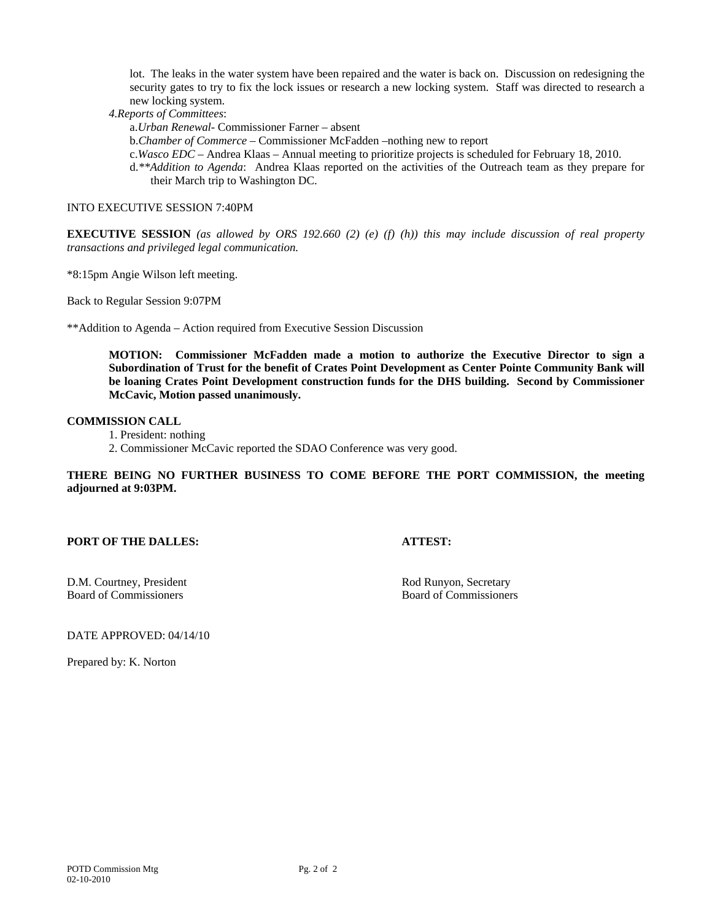lot. The leaks in the water system have been repaired and the water is back on. Discussion on redesigning the security gates to try to fix the lock issues or research a new locking system. Staff was directed to research a new locking system.

*4.Reports of Committees*:

a.*Urban Renewal*- Commissioner Farner – absent

b.*Chamber of Commerce* – Commissioner McFadden –nothing new to report

c.*Wasco EDC* – Andrea Klaas – Annual meeting to prioritize projects is scheduled for February 18, 2010.

d.*\*\*Addition to Agenda*: Andrea Klaas reported on the activities of the Outreach team as they prepare for their March trip to Washington DC.

INTO EXECUTIVE SESSION 7:40PM

**EXECUTIVE SESSION** *(as allowed by ORS 192.660 (2) (e) (f) (h)) this may include discussion of real property transactions and privileged legal communication.*

*8:15pm Angie Wilson left meeting.

Back to Regular Session 9:07PM

**Addition to Agenda – Action required from Executive Session Discussion

> **MOTION: Commissioner McFadden made a motion to authorize the Executive Director to sign a Subordination of Trust for the benefit of Crates Point Development as Center Pointe Community Bank will be loaning Crates Point Development construction funds for the DHS building. Second by Commissioner McCavic, Motion passed unanimously.**

**COMMISSION CALL**

1. President: nothing
2. Commissioner McCavic reported the SDAO Conference was very good.

**THERE BEING NO FURTHER BUSINESS TO COME BEFORE THE PORT COMMISSION, the meeting adjourned at 9:03PM.**

**PORT OF THE DALLES:** **ATTEST:**

D.M. Courtney, President
Board of Commissioners

Rod Runyon, Secretary
Board of Commissioners

DATE APPROVED: 04/14/10

Prepared by: K. Norton